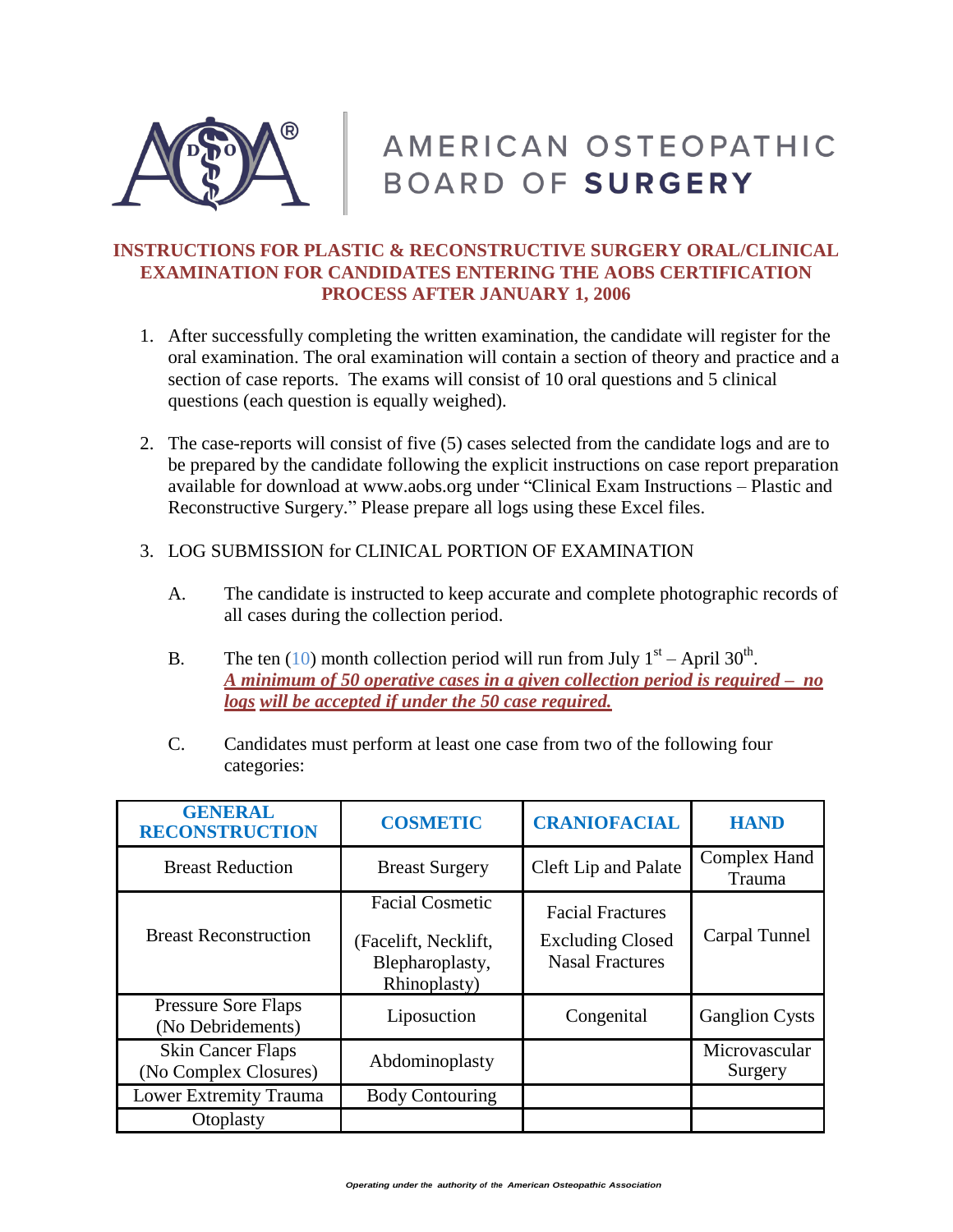# AMERICAN OSTEOPATHIC BOARD OF SURGERY

## INSTRUCTIONS FOR PLASTIC & RECONSTRUCTIVE SURGERY ORAL/CLINICAL EXAMINATION FOR CANDIDATES ENTERING THE AOBS CERTIFICATION PROCESS AFTER JANUARY 1, 2006

1. After successfully completing the written examination, the candidate will register for the oral examination. The oral examination will contain a section of theory and practice and a section of case reports. The exams will consist of 10 oral questions and 5 clinical questions (each question is equally weighed).

2. The case-reports will consist of five (5) cases selected from the candidate logs and are to be prepared by the candidate following the explicit instructions on case report preparation available for download at www.aobs.org under "Clinical Exam Instructions – Plastic and Reconstructive Surgery." Please prepare all logs using these Excel files.

3. LOG SUBMISSION for CLINICAL PORTION OF EXAMINATION

   A. The candidate is instructed to keep accurate and complete photographic records of all cases during the collection period.

   B. The ten (10) month collection period will run from July 1st – April 30th. ***A minimum of 50 operative cases in a given collection period is required – no logs will be accepted if under the 50 case required.***

   C. Candidates must perform at least one case from two of the following four categories:

| GENERAL RECONSTRUCTION | COSMETIC | CRANIOFACIAL | HAND |
|---|---|---|---|
| Breast Reduction | Breast Surgery | Cleft Lip and Palate | Complex Hand Trauma |
| Breast Reconstruction | Facial Cosmetic (Facelift, Necklift, Blepharoplasty, Rhinoplasty) | Facial Fractures Excluding Closed Nasal Fractures | Carpal Tunnel |
| Pressure Sore Flaps (No Debridements) | Liposuction | Congenital | Ganglion Cysts |
| Skin Cancer Flaps (No Complex Closures) | Abdominoplasty | | Microvascular Surgery |
| Lower Extremity Trauma | Body Contouring | | |
| Otoplasty | | | |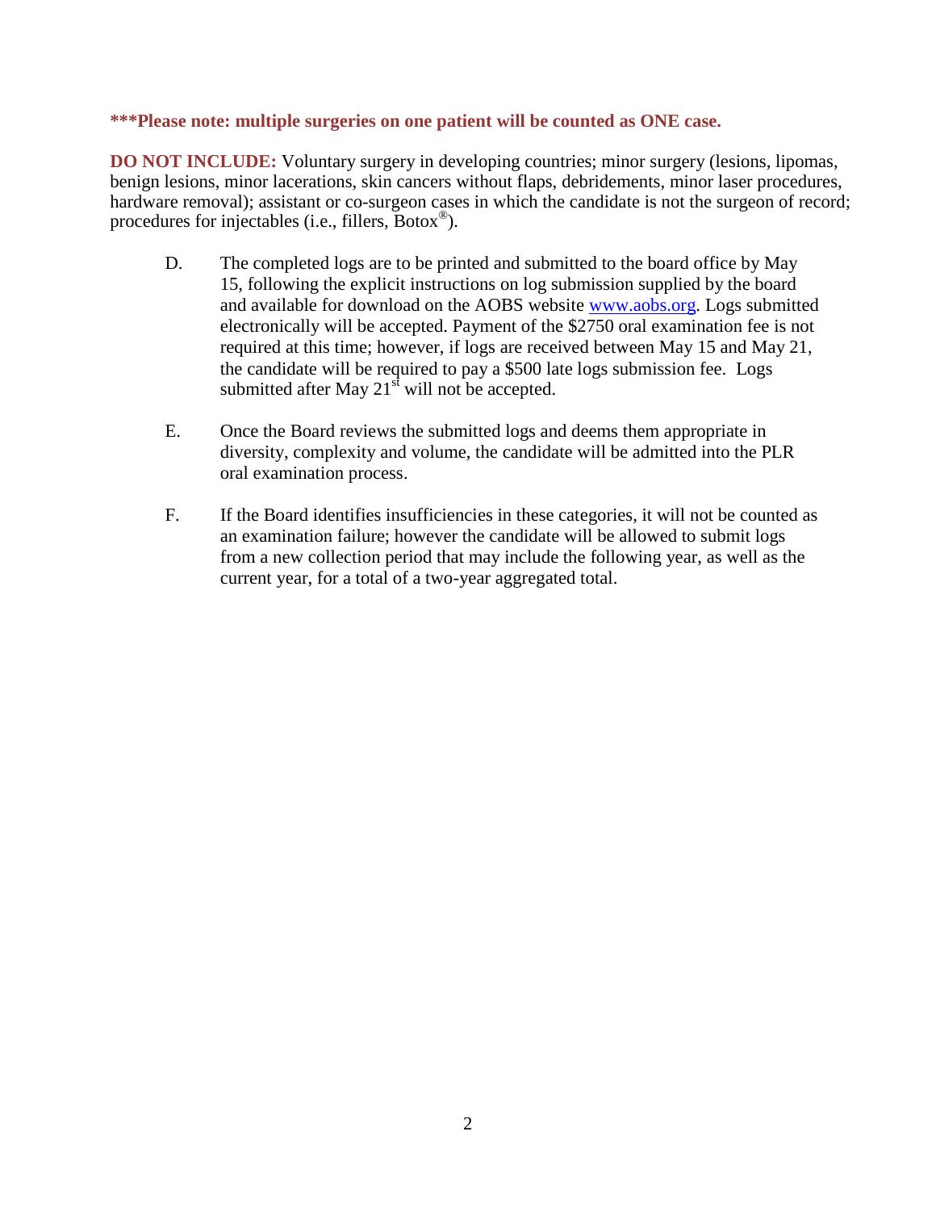**\*\*\*Please note: multiple surgeries on one patient will be counted as ONE case.**

**DO NOT INCLUDE:** Voluntary surgery in developing countries; minor surgery (lesions, lipomas, benign lesions, minor lacerations, skin cancers without flaps, debridements, minor laser procedures, hardware removal); assistant or co-surgeon cases in which the candidate is not the surgeon of record; procedures for injectables (i.e., fillers, Botox®).

D. The completed logs are to be printed and submitted to the board office by May 15, following the explicit instructions on log submission supplied by the board and available for download on the AOBS website [www.aobs.org](http://www.aobs.org). Logs submitted electronically will be accepted. Payment of the $2750 oral examination fee is not required at this time; however, if logs are received between May 15 and May 21, the candidate will be required to pay a $500 late logs submission fee. Logs submitted after May 21st will not be accepted.

E. Once the Board reviews the submitted logs and deems them appropriate in diversity, complexity and volume, the candidate will be admitted into the PLR oral examination process.

F. If the Board identifies insufficiencies in these categories, it will not be counted as an examination failure; however the candidate will be allowed to submit logs from a new collection period that may include the following year, as well as the current year, for a total of a two-year aggregated total.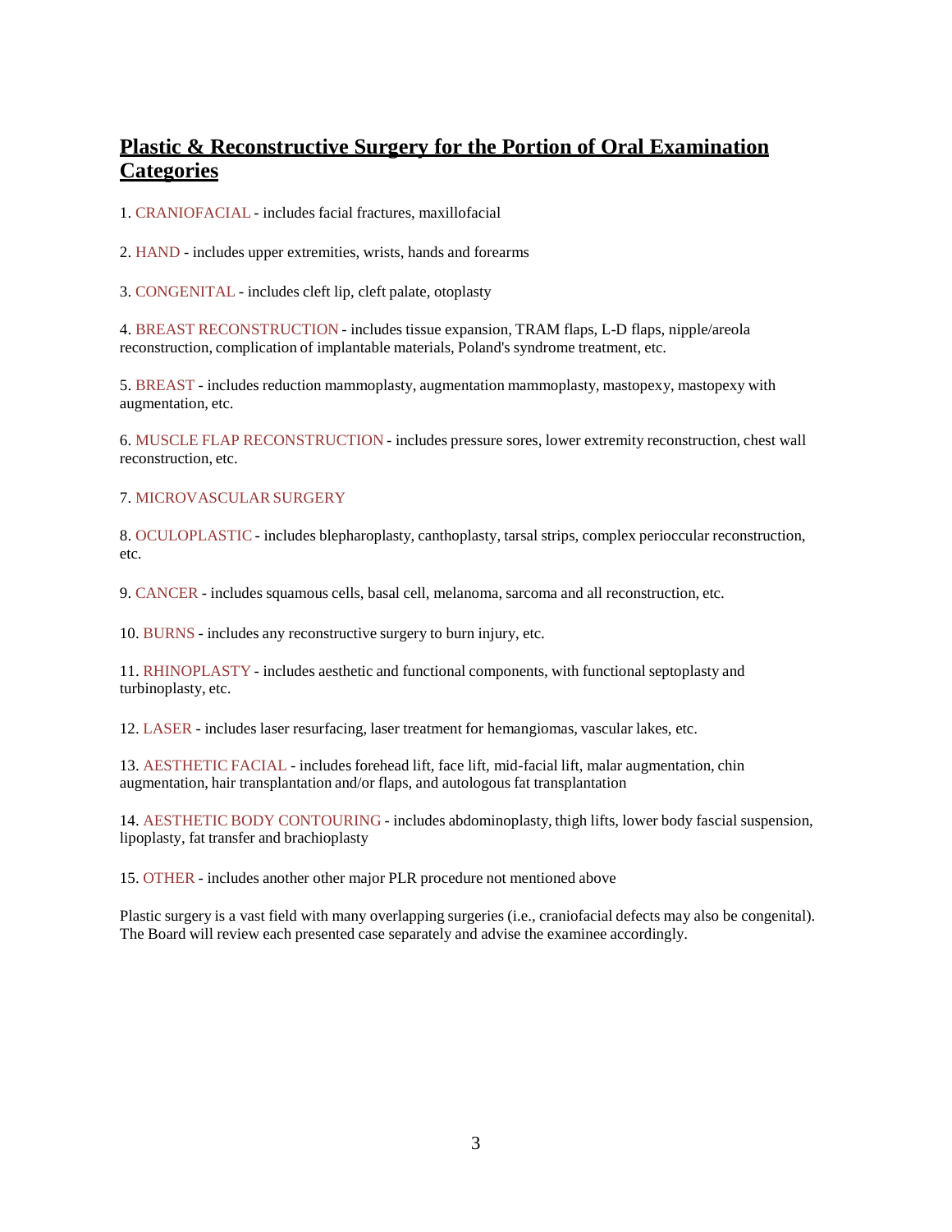## Plastic & Reconstructive Surgery for the Portion of Oral Examination Categories

1. CRANIOFACIAL - includes facial fractures, maxillofacial

2. HAND - includes upper extremities, wrists, hands and forearms

3. CONGENITAL - includes cleft lip, cleft palate, otoplasty

4. BREAST RECONSTRUCTION - includes tissue expansion, TRAM flaps, L-D flaps, nipple/areola reconstruction, complication of implantable materials, Poland's syndrome treatment, etc.

5. BREAST - includes reduction mammoplasty, augmentation mammoplasty, mastopexy, mastopexy with augmentation, etc.

6. MUSCLE FLAP RECONSTRUCTION - includes pressure sores, lower extremity reconstruction, chest wall reconstruction, etc.

7. MICROVASCULAR SURGERY

8. OCULOPLASTIC - includes blepharoplasty, canthoplasty, tarsal strips, complex perioccular reconstruction, etc.

9. CANCER - includes squamous cells, basal cell, melanoma, sarcoma and all reconstruction, etc.

10. BURNS - includes any reconstructive surgery to burn injury, etc.

11. RHINOPLASTY - includes aesthetic and functional components, with functional septoplasty and turbinoplasty, etc.

12. LASER - includes laser resurfacing, laser treatment for hemangiomas, vascular lakes, etc.

13. AESTHETIC FACIAL - includes forehead lift, face lift, mid-facial lift, malar augmentation, chin augmentation, hair transplantation and/or flaps, and autologous fat transplantation

14. AESTHETIC BODY CONTOURING - includes abdominoplasty, thigh lifts, lower body fascial suspension, lipoplasty, fat transfer and brachioplasty

15. OTHER - includes another other major PLR procedure not mentioned above

Plastic surgery is a vast field with many overlapping surgeries (i.e., craniofacial defects may also be congenital). The Board will review each presented case separately and advise the examinee accordingly.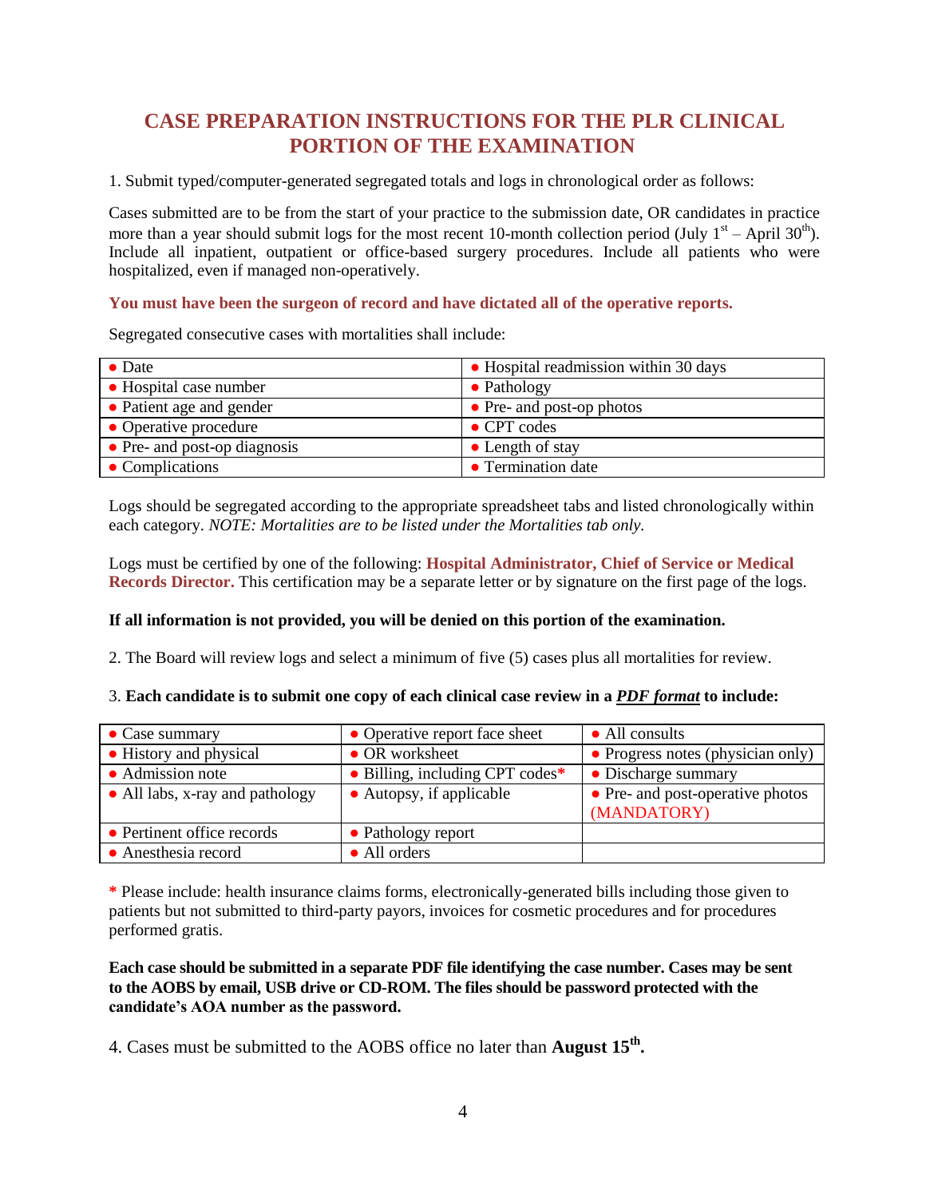# CASE PREPARATION INSTRUCTIONS FOR THE PLR CLINICAL PORTION OF THE EXAMINATION

1. Submit typed/computer-generated segregated totals and logs in chronological order as follows:

Cases submitted are to be from the start of your practice to the submission date, OR candidates in practice more than a year should submit logs for the most recent 10-month collection period (July 1st – April 30th). Include all inpatient, outpatient or office-based surgery procedures. Include all patients who were hospitalized, even if managed non-operatively.

**You must have been the surgeon of record and have dictated all of the operative reports.**

Segregated consecutive cases with mortalities shall include:

| | |
|---|---|
| • Date | • Hospital readmission within 30 days |
| • Hospital case number | • Pathology |
| • Patient age and gender | • Pre- and post-op photos |
| • Operative procedure | • CPT codes |
| • Pre- and post-op diagnosis | • Length of stay |
| • Complications | • Termination date |

Logs should be segregated according to the appropriate spreadsheet tabs and listed chronologically within each category. *NOTE: Mortalities are to be listed under the Mortalities tab only.*

Logs must be certified by one of the following: **Hospital Administrator, Chief of Service or Medical Records Director.** This certification may be a separate letter or by signature on the first page of the logs.

**If all information is not provided, you will be denied on this portion of the examination.**

2. The Board will review logs and select a minimum of five (5) cases plus all mortalities for review.

3. **Each candidate is to submit one copy of each clinical case review in a *PDF format* to include:**

| | | |
|---|---|---|
| • Case summary | • Operative report face sheet | • All consults |
| • History and physical | • OR worksheet | • Progress notes (physician only) |
| • Admission note | • Billing, including CPT codes* | • Discharge summary |
| • All labs, x-ray and pathology | • Autopsy, if applicable | • Pre- and post-operative photos (MANDATORY) |
| • Pertinent office records | • Pathology report | |
| • Anesthesia record | • All orders | |

\* Please include: health insurance claims forms, electronically-generated bills including those given to patients but not submitted to third-party payors, invoices for cosmetic procedures and for procedures performed gratis.

**Each case should be submitted in a separate PDF file identifying the case number. Cases may be sent to the AOBS by email, USB drive or CD-ROM. The files should be password protected with the candidate's AOA number as the password.**

4. Cases must be submitted to the AOBS office no later than **August 15th.**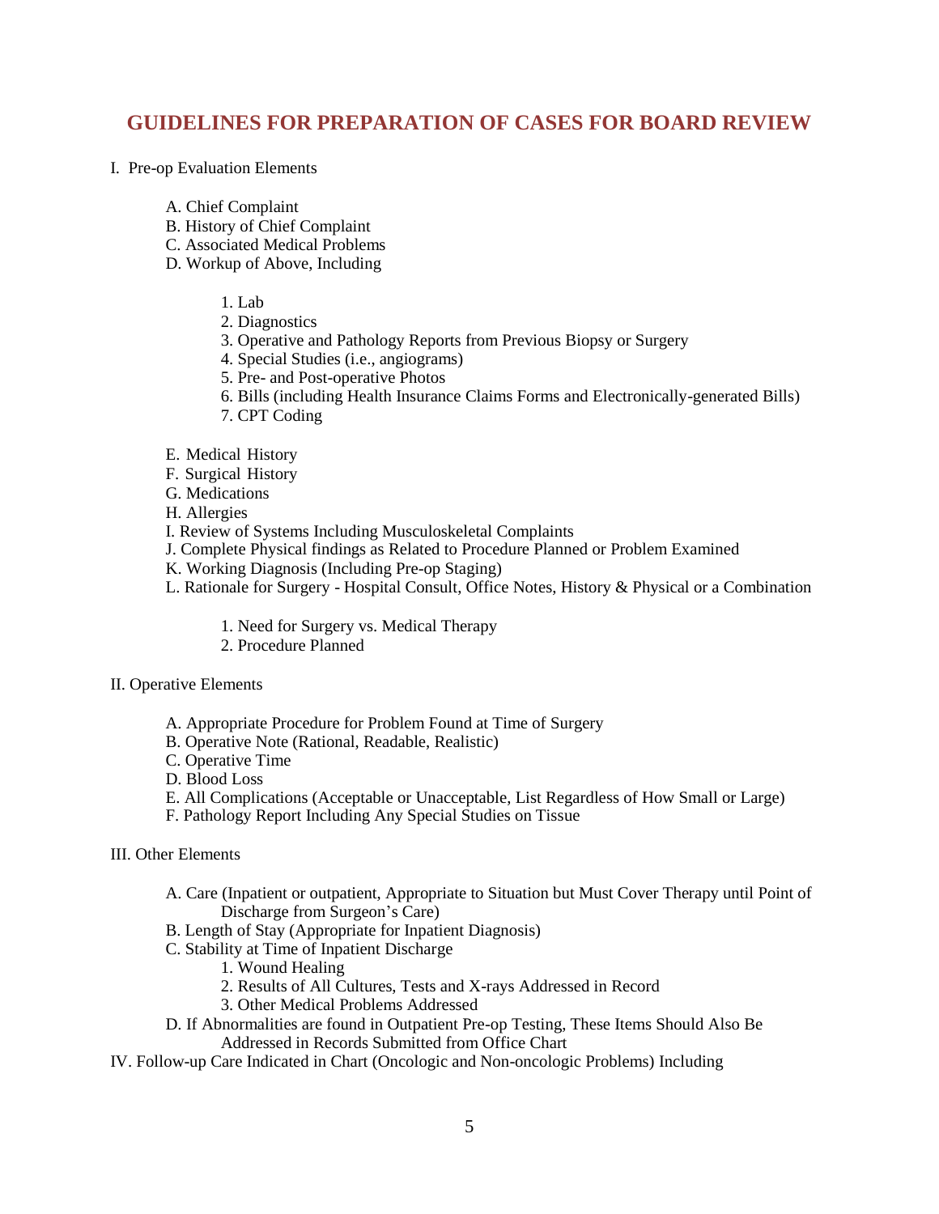# GUIDELINES FOR PREPARATION OF CASES FOR BOARD REVIEW

I. Pre-op Evaluation Elements

- A. Chief Complaint
- B. History of Chief Complaint
- C. Associated Medical Problems
- D. Workup of Above, Including
  1. Lab
  2. Diagnostics
  3. Operative and Pathology Reports from Previous Biopsy or Surgery
  4. Special Studies (i.e., angiograms)
  5. Pre- and Post-operative Photos
  6. Bills (including Health Insurance Claims Forms and Electronically-generated Bills)
  7. CPT Coding
- E. Medical History
- F. Surgical History
- G. Medications
- H. Allergies
- I. Review of Systems Including Musculoskeletal Complaints
- J. Complete Physical findings as Related to Procedure Planned or Problem Examined
- K. Working Diagnosis (Including Pre-op Staging)
- L. Rationale for Surgery - Hospital Consult, Office Notes, History & Physical or a Combination
  1. Need for Surgery vs. Medical Therapy
  2. Procedure Planned

II. Operative Elements

- A. Appropriate Procedure for Problem Found at Time of Surgery
- B. Operative Note (Rational, Readable, Realistic)
- C. Operative Time
- D. Blood Loss
- E. All Complications (Acceptable or Unacceptable, List Regardless of How Small or Large)
- F. Pathology Report Including Any Special Studies on Tissue

III. Other Elements

- A. Care (Inpatient or outpatient, Appropriate to Situation but Must Cover Therapy until Point of Discharge from Surgeon's Care)
- B. Length of Stay (Appropriate for Inpatient Diagnosis)
- C. Stability at Time of Inpatient Discharge
  1. Wound Healing
  2. Results of All Cultures, Tests and X-rays Addressed in Record
  3. Other Medical Problems Addressed
- D. If Abnormalities are found in Outpatient Pre-op Testing, These Items Should Also Be Addressed in Records Submitted from Office Chart

IV. Follow-up Care Indicated in Chart (Oncologic and Non-oncologic Problems) Including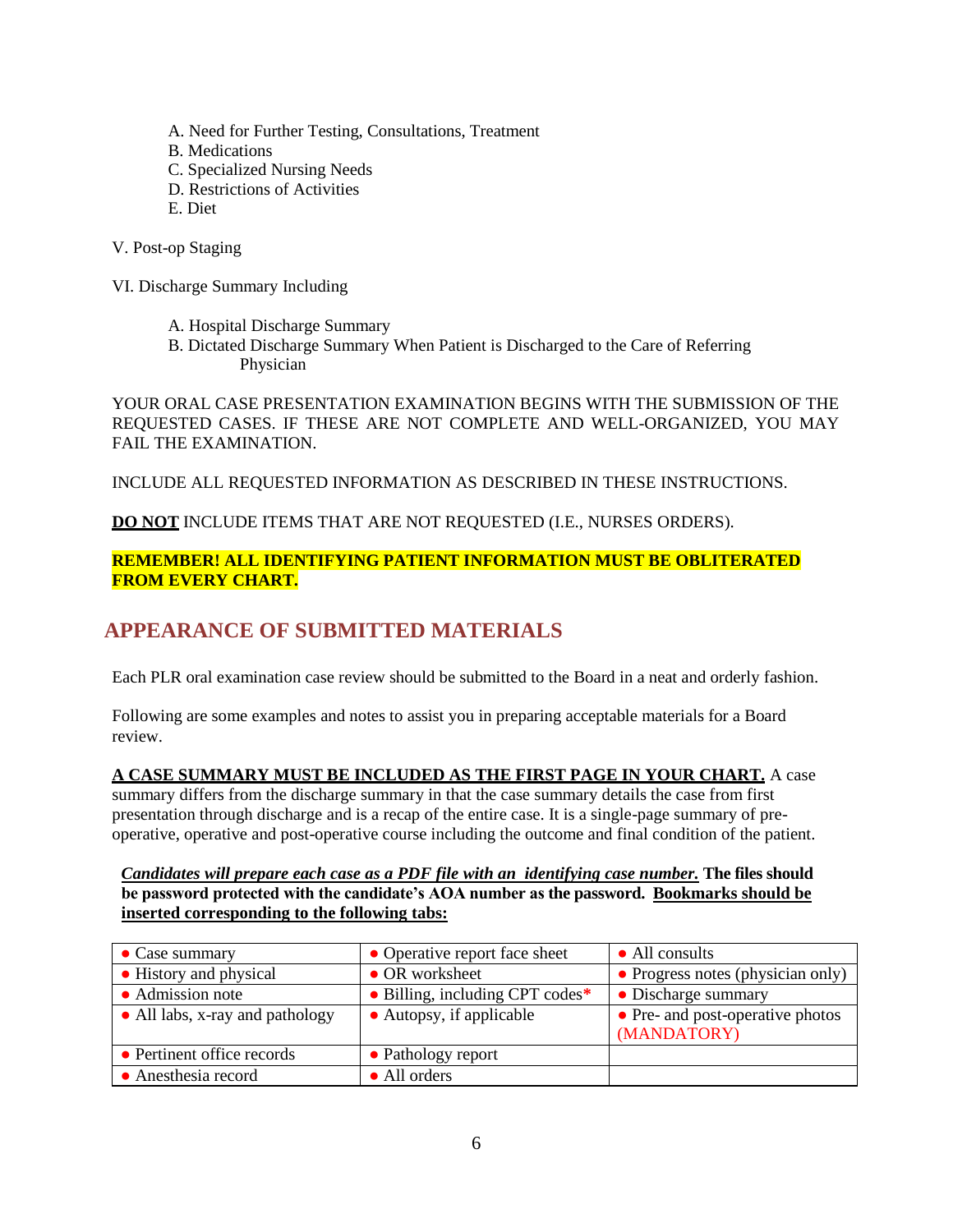A. Need for Further Testing, Consultations, Treatment
B. Medications
C. Specialized Nursing Needs
D. Restrictions of Activities
E. Diet

V. Post-op Staging

VI. Discharge Summary Including

A. Hospital Discharge Summary
B. Dictated Discharge Summary When Patient is Discharged to the Care of Referring Physician

YOUR ORAL CASE PRESENTATION EXAMINATION BEGINS WITH THE SUBMISSION OF THE REQUESTED CASES. IF THESE ARE NOT COMPLETE AND WELL-ORGANIZED, YOU MAY FAIL THE EXAMINATION.

INCLUDE ALL REQUESTED INFORMATION AS DESCRIBED IN THESE INSTRUCTIONS.

**DO NOT** INCLUDE ITEMS THAT ARE NOT REQUESTED (I.E., NURSES ORDERS).

**REMEMBER! ALL IDENTIFYING PATIENT INFORMATION MUST BE OBLITERATED FROM EVERY CHART.**

## APPEARANCE OF SUBMITTED MATERIALS

Each PLR oral examination case review should be submitted to the Board in a neat and orderly fashion.

Following are some examples and notes to assist you in preparing acceptable materials for a Board review.

**A CASE SUMMARY MUST BE INCLUDED AS THE FIRST PAGE IN YOUR CHART.** A case summary differs from the discharge summary in that the case summary details the case from first presentation through discharge and is a recap of the entire case. It is a single-page summary of pre-operative, operative and post-operative course including the outcome and final condition of the patient.

***Candidates will prepare each case as a PDF file with an identifying case number.*** **The files should be password protected with the candidate's AOA number as the password. Bookmarks should be inserted corresponding to the following tabs:**

| | | |
|---|---|---|
| • Case summary | • Operative report face sheet | • All consults |
| • History and physical | • OR worksheet | • Progress notes (physician only) |
| • Admission note | • Billing, including CPT codes* | • Discharge summary |
| • All labs, x-ray and pathology | • Autopsy, if applicable | • Pre- and post-operative photos (MANDATORY) |
| • Pertinent office records | • Pathology report | |
| • Anesthesia record | • All orders | |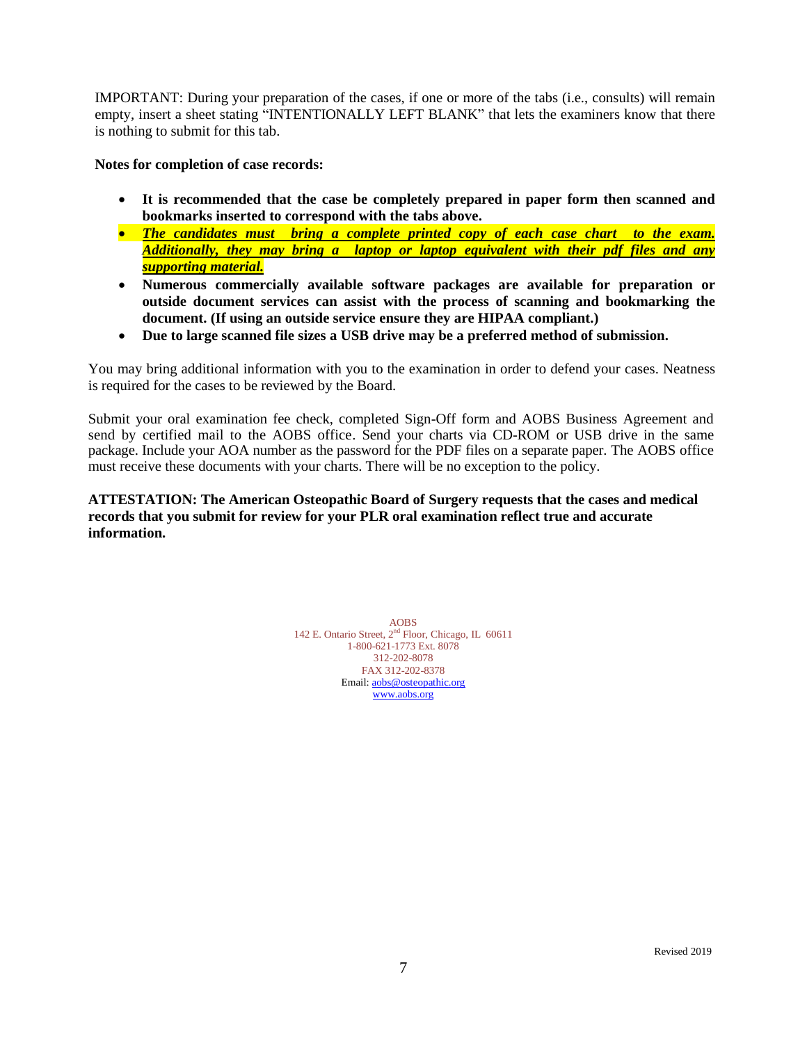IMPORTANT: During your preparation of the cases, if one or more of the tabs (i.e., consults) will remain empty, insert a sheet stating "INTENTIONALLY LEFT BLANK" that lets the examiners know that there is nothing to submit for this tab.

**Notes for completion of case records:**

- **It is recommended that the case be completely prepared in paper form then scanned and bookmarks inserted to correspond with the tabs above.**
- ***The candidates must bring a complete printed copy of each case chart to the exam. Additionally, they may bring a laptop or laptop equivalent with their pdf files and any supporting material.***
- **Numerous commercially available software packages are available for preparation or outside document services can assist with the process of scanning and bookmarking the document. (If using an outside service ensure they are HIPAA compliant.)**
- **Due to large scanned file sizes a USB drive may be a preferred method of submission.**

You may bring additional information with you to the examination in order to defend your cases. Neatness is required for the cases to be reviewed by the Board.

Submit your oral examination fee check, completed Sign-Off form and AOBS Business Agreement and send by certified mail to the AOBS office. Send your charts via CD-ROM or USB drive in the same package. Include your AOA number as the password for the PDF files on a separate paper. The AOBS office must receive these documents with your charts. There will be no exception to the policy.

**ATTESTATION: The American Osteopathic Board of Surgery requests that the cases and medical records that you submit for review for your PLR oral examination reflect true and accurate information.**

AOBS
142 E. Ontario Street, 2nd Floor, Chicago, IL 60611
1-800-621-1773 Ext. 8078
312-202-8078
FAX 312-202-8378
Email: aobs@osteopathic.org
www.aobs.org

Revised 2019